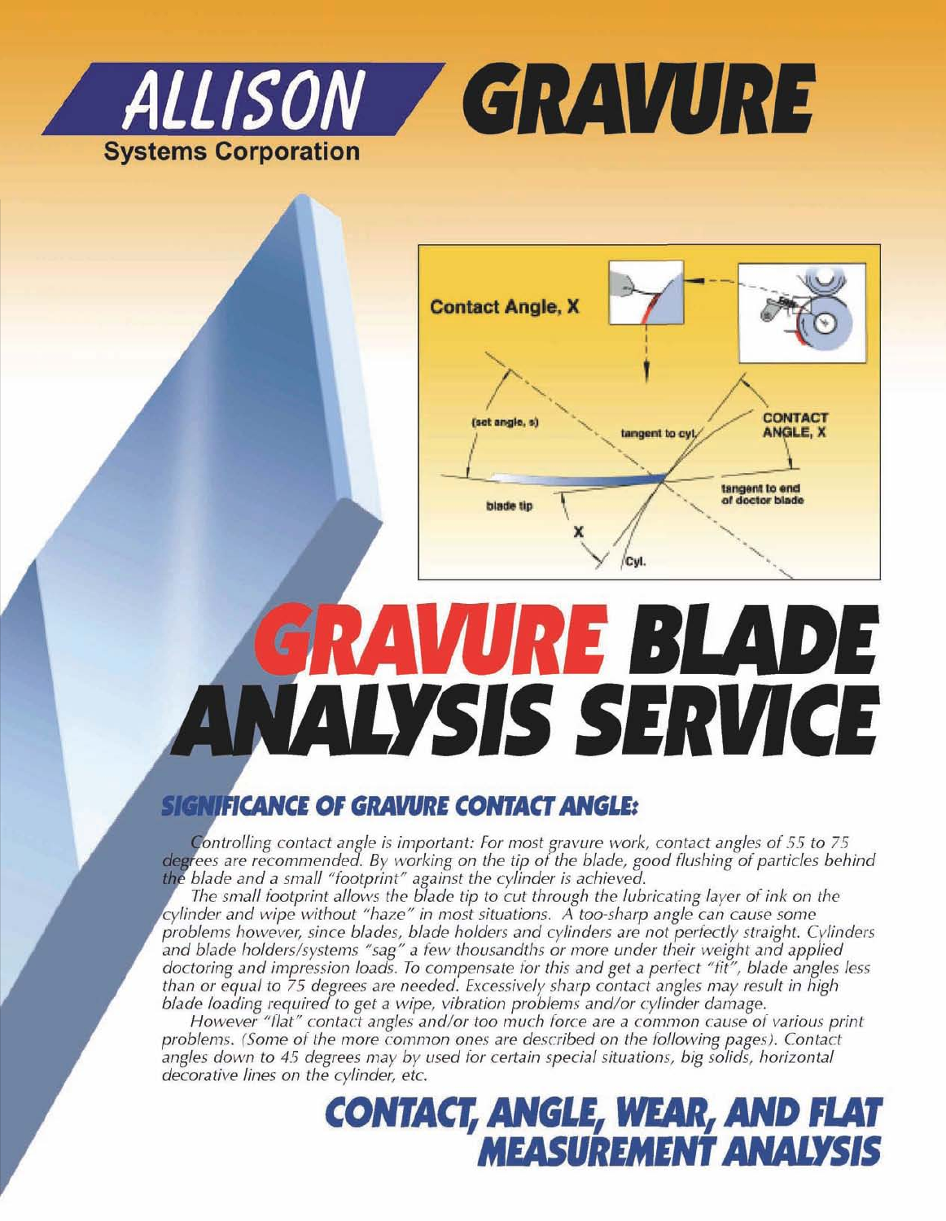# ALLISON GRAVURE

**Systems Corporation**

# GRAVURE BLADE ANALYSIS SERVICE

## SIGNIFICANCE OF GRAVURE CONTACT ANGLE:

*Controlling contact angle is important: For most gravure work, contact angles of 55 to 75 degrees are recommended. By working on the tip of the blade, good flushing of particles behind the blade and a small "footprint" against the cylinder is achieved.*

*The small footprint allows the blade tip to cut through the lubricating layer of ink on the cylinder and wipe without "haze" in most situations. A too-sharp angle can cause some problems however, since blades, blade holders and cylinders are not perfectly straight. Cylinders and blade holders/systems "sag" a few thousandths or more under their weight and applied doctoring and impression loads. To compensate for this and get a perfect "fit", blade angles less than or equal to 75 degrees are needed. Excessively sharp contact angles may result in high blade loading required to get a wipe, vibration problems and/or cylinder damage.*

*However "flat" contact angles and/or too much force are a common cause of various print problems. (Some of the more common ones are described on the following pages). Contact angles down to 45 degrees may by used for certain special situations, big solids, horizontal decorative lines on the cylinder, etc.*

## CONTACT, ANGLE, WEAR, AND FLAT MEASUREMENT ANALYSIS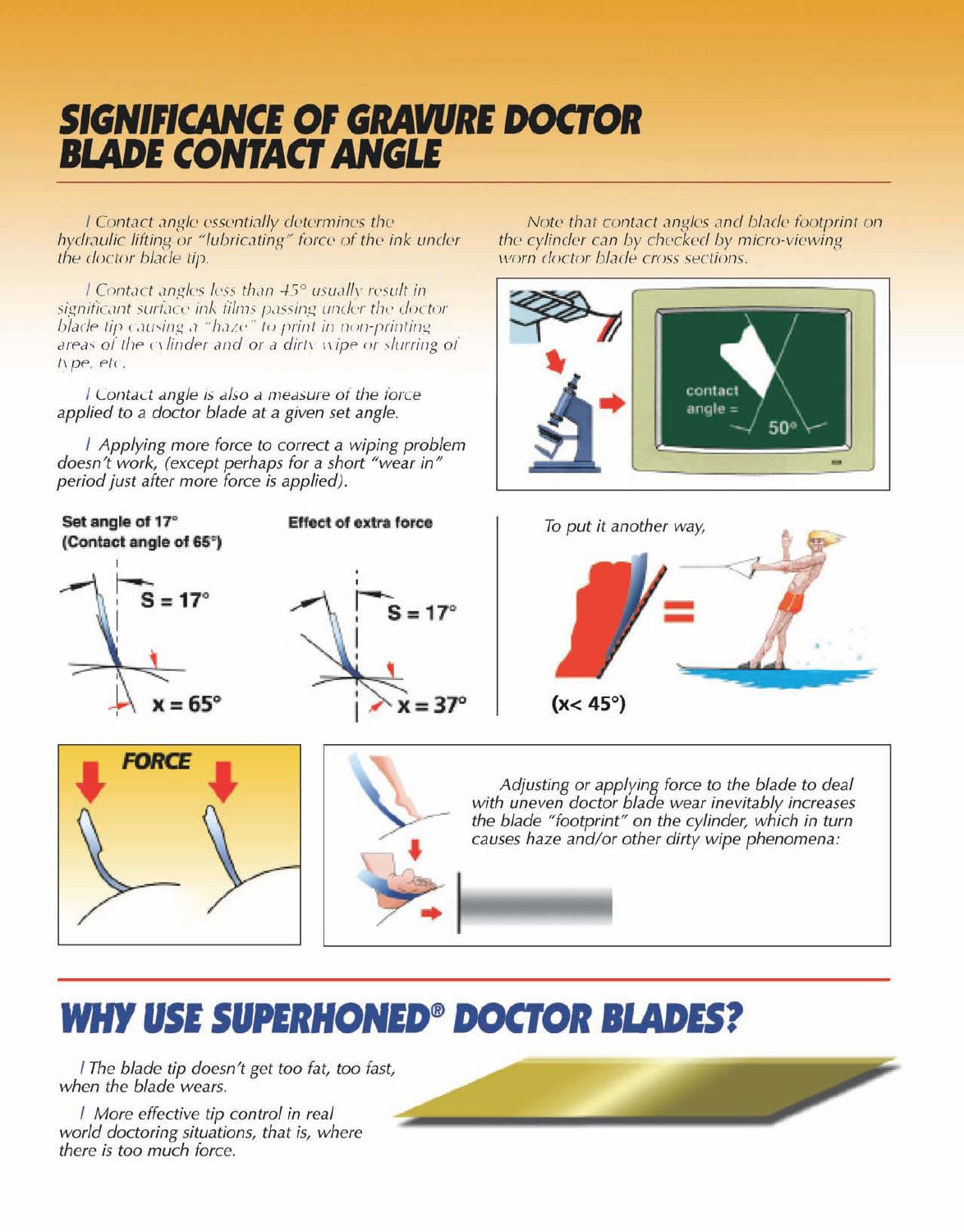# SIGNIFICANCE OF GRAVURE DOCTOR BLADE CONTACT ANGLE

- Contact angle essentially determines the hydraulic lifting or "lubricating" force of the ink under the doctor blade tip.

- Contact angles less than 45° usually result in significant surface ink films passing under the doctor blade tip causing a "haze" to print in non-printing areas of the cylinder and/or a dirty wipe or slurring of type, etc.

- *Contact angle is also a measure of the force applied to a doctor blade at a given set angle.*

- *Applying more force to correct a wiping problem doesn't work, (except perhaps for a short "wear in" period just after more force is applied).*

**Set angle of 17°**
**(Contact angle of 65°)**

S = 17°

x = 65°

**Effect of extra force**

S = 17°

x = 37°

*Note that contact angles and blade footprint on the cylinder can by checked by micro-viewing worn doctor blade cross sections.*

contact angle = 50°

*To put it another way,*

**(x< 45°)**

***FORCE***

*Adjusting or applying force to the blade to deal with uneven doctor blade wear inevitably increases the blade "footprint" on the cylinder, which in turn causes haze and/or other dirty wipe phenomena:*

# WHY USE SUPERHONED® DOCTOR BLADES?

- *The blade tip doesn't get too fat, too fast, when the blade wears.*

- *More effective tip control in real world doctoring situations, that is, where there is too much force.*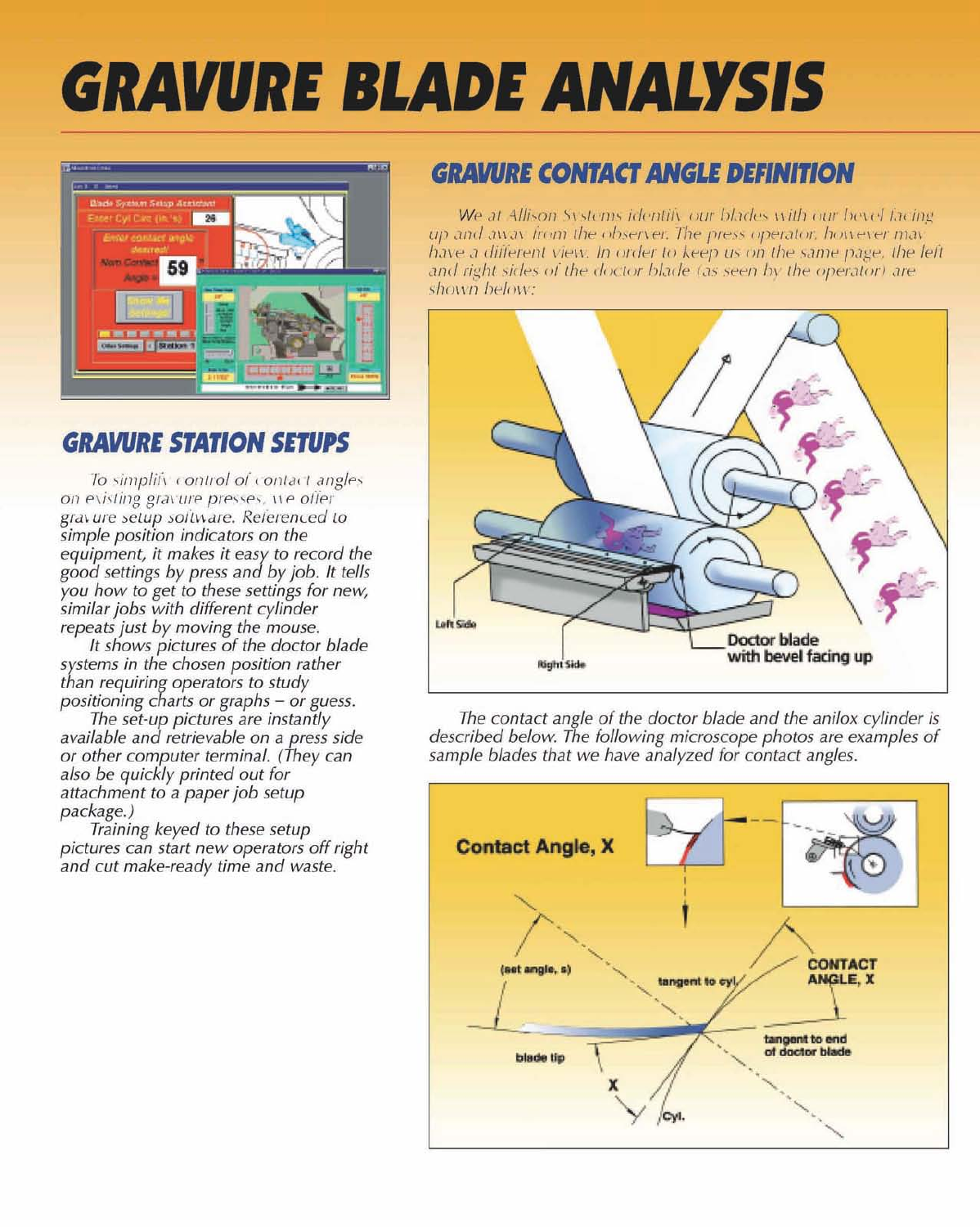# GRAVURE BLADE ANALYSIS

## GRAVURE STATION SETUPS

*To simplify control of contact angles on existing gravure presses, we offer gravure setup software. Referenced to simple position indicators on the equipment, it makes it easy to record the good settings by press and by job. It tells you how to get to these settings for new, similar jobs with different cylinder repeats just by moving the mouse.*

*It shows pictures of the doctor blade systems in the chosen position rather than requiring operators to study positioning charts or graphs – or guess.*

*The set-up pictures are instantly available and retrievable on a press side or other computer terminal. (They can also be quickly printed out for attachment to a paper job setup package.)*

*Training keyed to these setup pictures can start new operators off right and cut make-ready time and waste.*

## GRAVURE CONTACT ANGLE DEFINITION

*We at Allison Systems identify our blades with our bevel facing up and away from the observer. The press operator, however may have a different view. In order to keep us on the same page, the left and right sides of the doctor blade (as seen by the operator) are shown below:*

*The contact angle of the doctor blade and the anilox cylinder is described below. The following microscope photos are examples of sample blades that we have analyzed for contact angles.*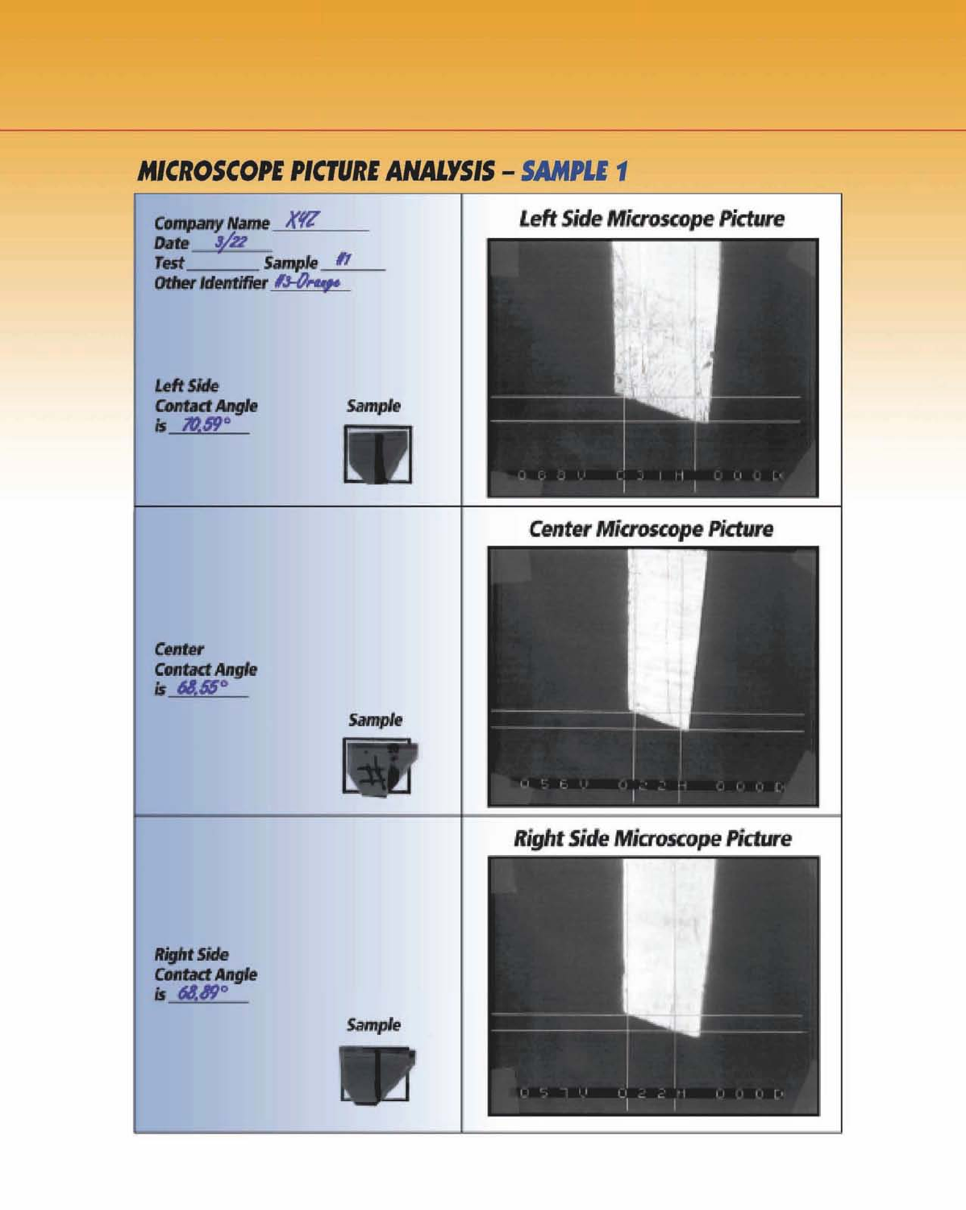## MICROSCOPE PICTURE ANALYSIS – SAMPLE 1

| | |
|---|---|
| **Company Name** XYZ<br>**Date** 3/22<br>**Test** ________ **Sample** #1<br>**Other Identifier** #3-Orange<br><br>**Left Side Contact Angle is** 70,59°<br><br>**Sample** | **Left Side Microscope Picture** |
| **Center Contact Angle is** 68,55°<br><br>**Sample** | **Center Microscope Picture** |
| **Right Side Contact Angle is** 68,89°<br><br>**Sample** | **Right Side Microscope Picture** |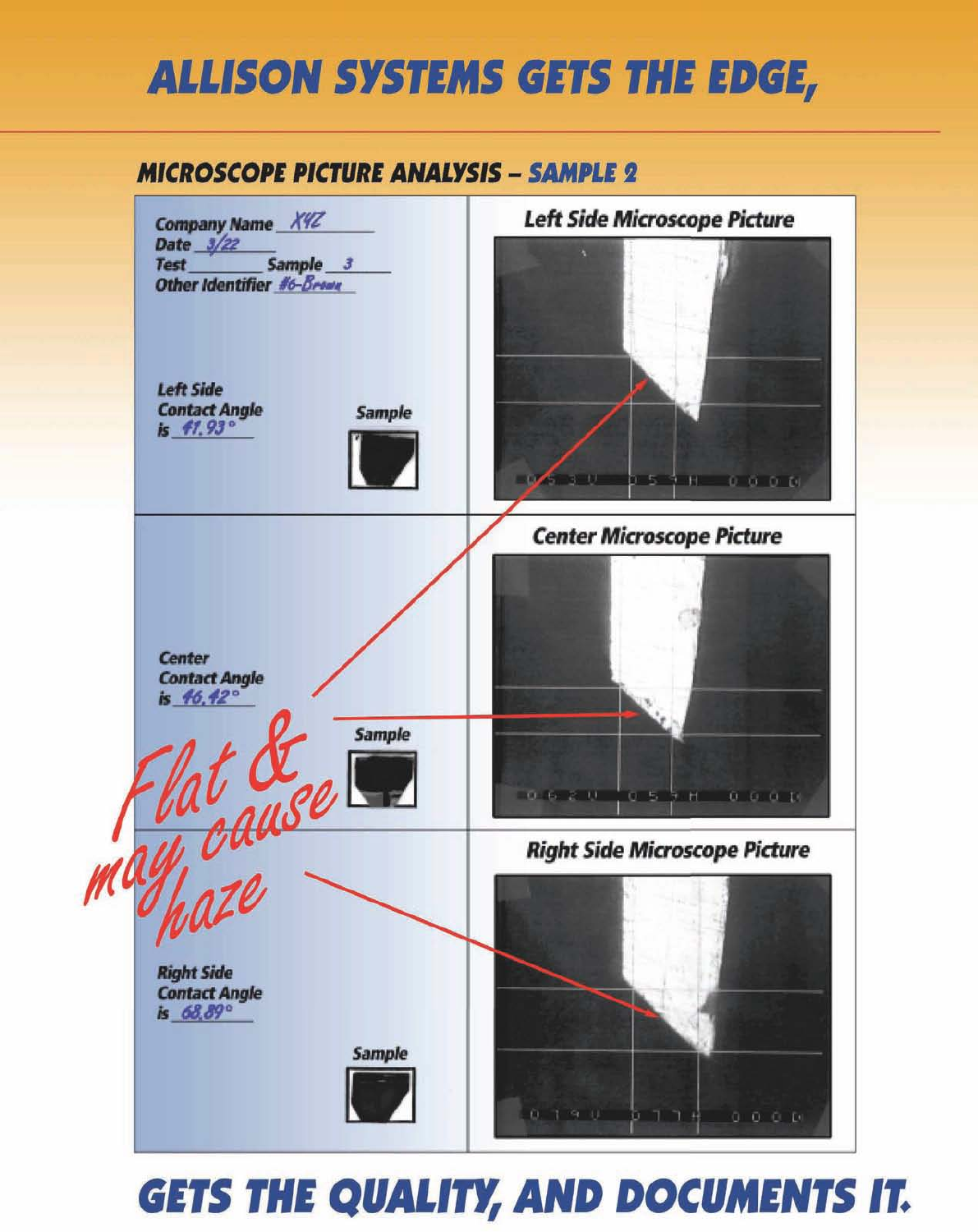# ALLISON SYSTEMS GETS THE EDGE,

## MICROSCOPE PICTURE ANALYSIS – SAMPLE 2

| | |
|---|---|
| Company Name XYZ<br>Date 3/22<br>Test ________ Sample 3<br>Other Identifier #6-Brown<br><br>Left Side Contact Angle is 41.93°<br><br>Sample | **Left Side Microscope Picture** |
| Center Contact Angle is 46.42°<br><br>Sample | **Center Microscope Picture** |
| Right Side Contact Angle is 68.89°<br><br>Sample | **Right Side Microscope Picture** |

*Flat & may cause haze*

# GETS THE QUALITY, AND DOCUMENTS IT.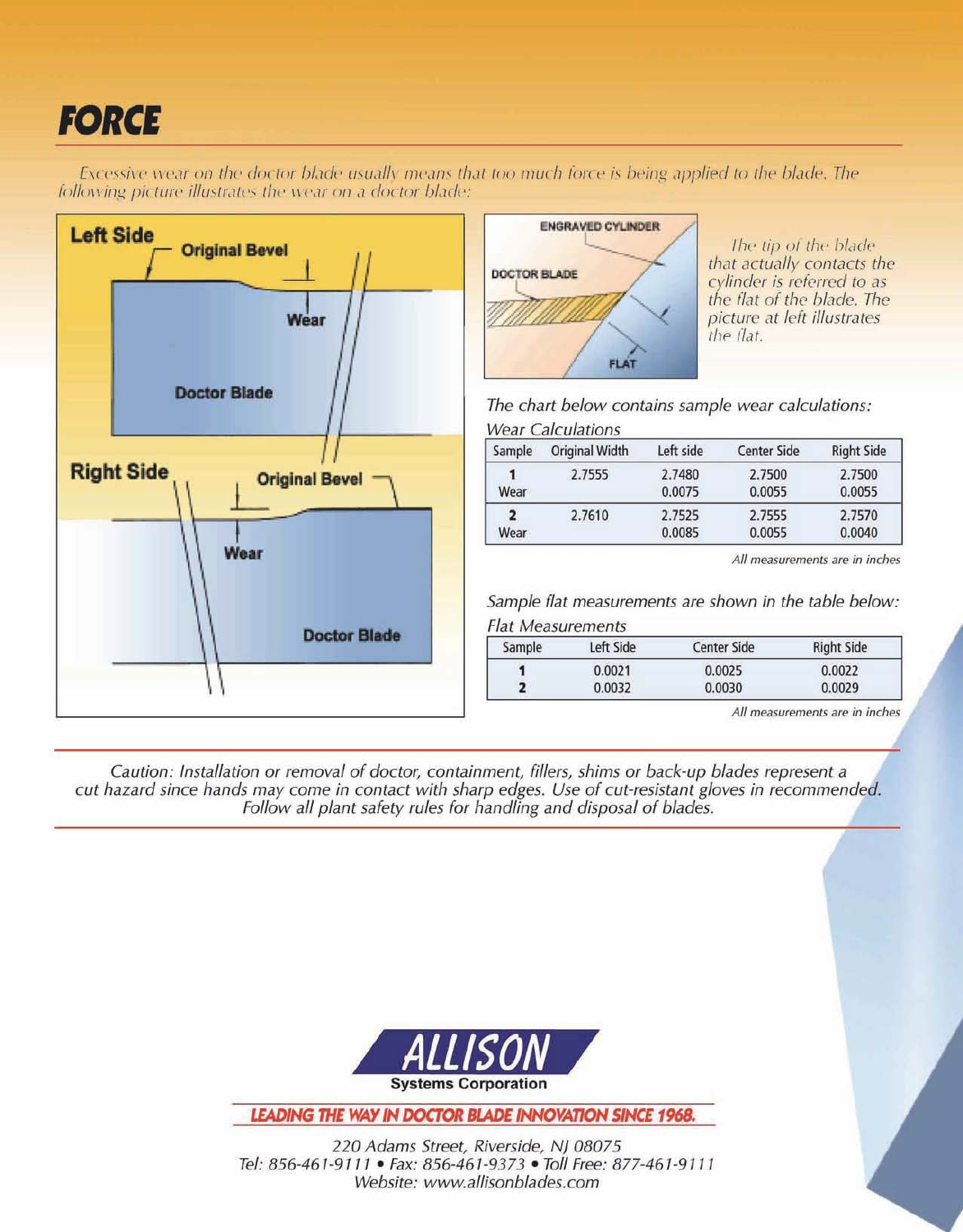# FORCE

*Excessive wear on the doctor blade usually means that too much force is being applied to the blade. The following picture illustrates the wear on a doctor blade:*

Left Side
Original Bevel
Wear
Doctor Blade
Right Side
Original Bevel
Wear
Doctor Blade

ENGRAVED CYLINDER
DOCTOR BLADE
FLAT

*The tip of the blade that actually contacts the cylinder is referred to as the flat of the blade. The picture at left illustrates the flat.*

*The chart below contains sample wear calculations:*

*Wear Calculations*

| Sample | Original Width | Left side | Center Side | Right Side |
|---|---|---|---|---|
| **1** | 2.7555 | 2.7480 | 2.7500 | 2.7500 |
| Wear | | 0.0075 | 0.0055 | 0.0055 |
| **2** | 2.7610 | 2.7525 | 2.7555 | 2.7570 |
| Wear | | 0.0085 | 0.0055 | 0.0040 |

*All measurements are in inches*

*Sample flat measurements are shown in the table below:*

*Flat Measurements*

| Sample | Left Side | Center Side | Right Side |
|---|---|---|---|
| **1** | 0.0021 | 0.0025 | 0.0022 |
| **2** | 0.0032 | 0.0030 | 0.0029 |

*All measurements are in inches*

*Caution: Installation or removal of doctor, containment, fillers, shims or back-up blades represent a cut hazard since hands may come in contact with sharp edges. Use of cut-resistant gloves in recommended. Follow all plant safety rules for handling and disposal of blades.*

**ALLISON**
**Systems Corporation**

**LEADING THE WAY IN DOCTOR BLADE INNOVATION SINCE 1968.**

*220 Adams Street, Riverside, NJ 08075*
*Tel: 856-461-9111 • Fax: 856-461-9373 • Toll Free: 877-461-9111*
*Website: www.allisonblades.com*